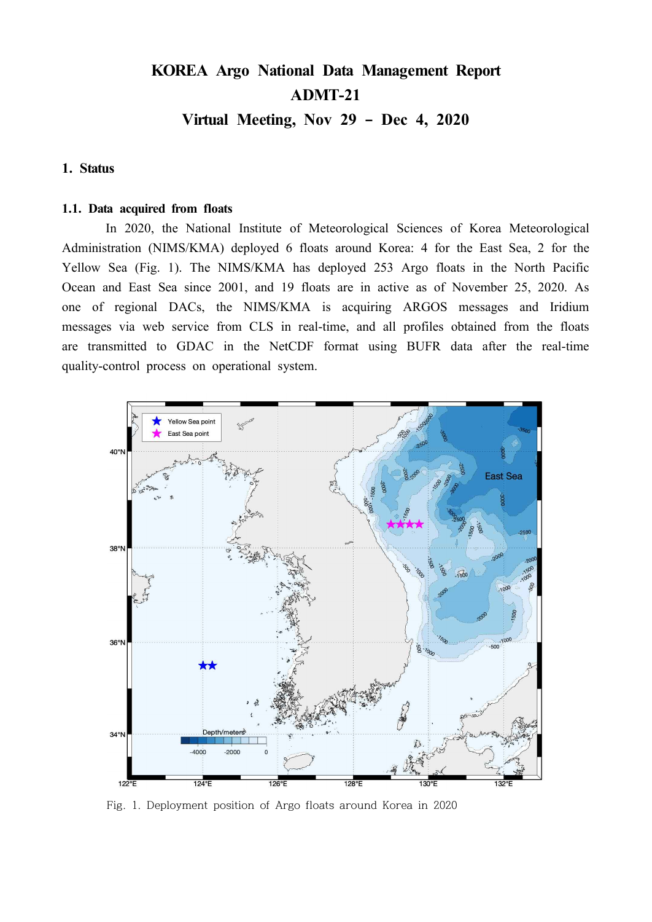# KOREA Argo National Data Management Report
# ADMT-21
# Virtual Meeting, Nov 29 – Dec 4, 2020

## 1. Status

### 1.1. Data acquired from floats

In 2020, the National Institute of Meteorological Sciences of Korea Meteorological Administration (NIMS/KMA) deployed 6 floats around Korea: 4 for the East Sea, 2 for the Yellow Sea (Fig. 1). The NIMS/KMA has deployed 253 Argo floats in the North Pacific Ocean and East Sea since 2001, and 19 floats are in active as of November 25, 2020. As one of regional DACs, the NIMS/KMA is acquiring ARGOS messages and Iridium messages via web service from CLS in real-time, and all profiles obtained from the floats are transmitted to GDAC in the NetCDF format using BUFR data after the real-time quality-control process on operational system.

Fig. 1. Deployment position of Argo floats around Korea in 2020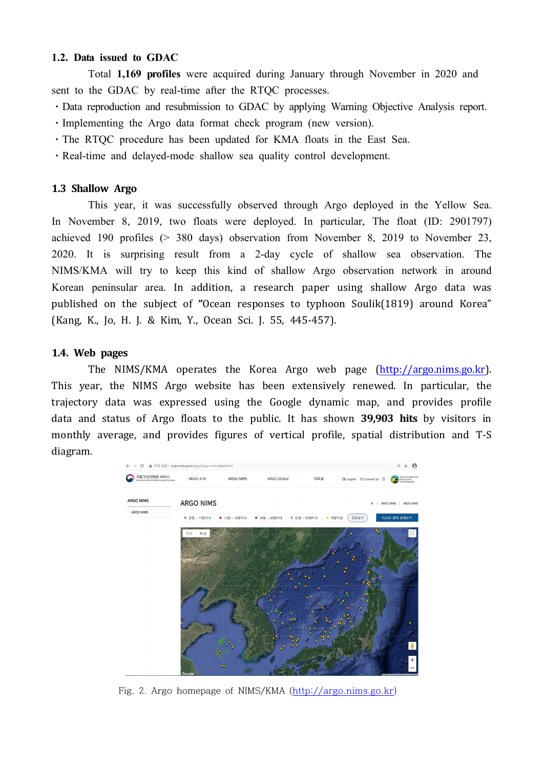### 1.2. Data issued to GDAC

Total **1,169 profiles** were acquired during January through November in 2020 and sent to the GDAC by real-time after the RTQC processes.

- Data reproduction and resubmission to GDAC by applying Warning Objective Analysis report.
- Implementing the Argo data format check program (new version).
- The RTQC procedure has been updated for KMA floats in the East Sea.
- Real-time and delayed-mode shallow sea quality control development.

### 1.3 Shallow Argo

This year, it was successfully observed through Argo deployed in the Yellow Sea. In November 8, 2019, two floats were deployed. In particular, The float (ID: 2901797) achieved 190 profiles (> 380 days) observation from November 8, 2019 to November 23, 2020. It is surprising result from a 2-day cycle of shallow sea observation. The NIMS/KMA will try to keep this kind of shallow Argo observation network in around Korean peninsular area. In addition, a research paper using shallow Argo data was published on the subject of "Ocean responses to typhoon Soulik(1819) around Korea" (Kang, K., Jo, H. J. & Kim, Y., Ocean Sci. J. 55, 445-457).

### 1.4. Web pages

The NIMS/KMA operates the Korea Argo web page (http://argo.nims.go.kr). This year, the NIMS Argo website has been extensively renewed. In particular, the trajectory data was expressed using the Google dynamic map, and provides profile data and status of Argo floats to the public. It has shown **39,903 hits** by visitors in monthly average, and provides figures of vertical profile, spatial distribution and T-S diagram.

Fig. 2. Argo homepage of NIMS/KMA (http://argo.nims.go.kr)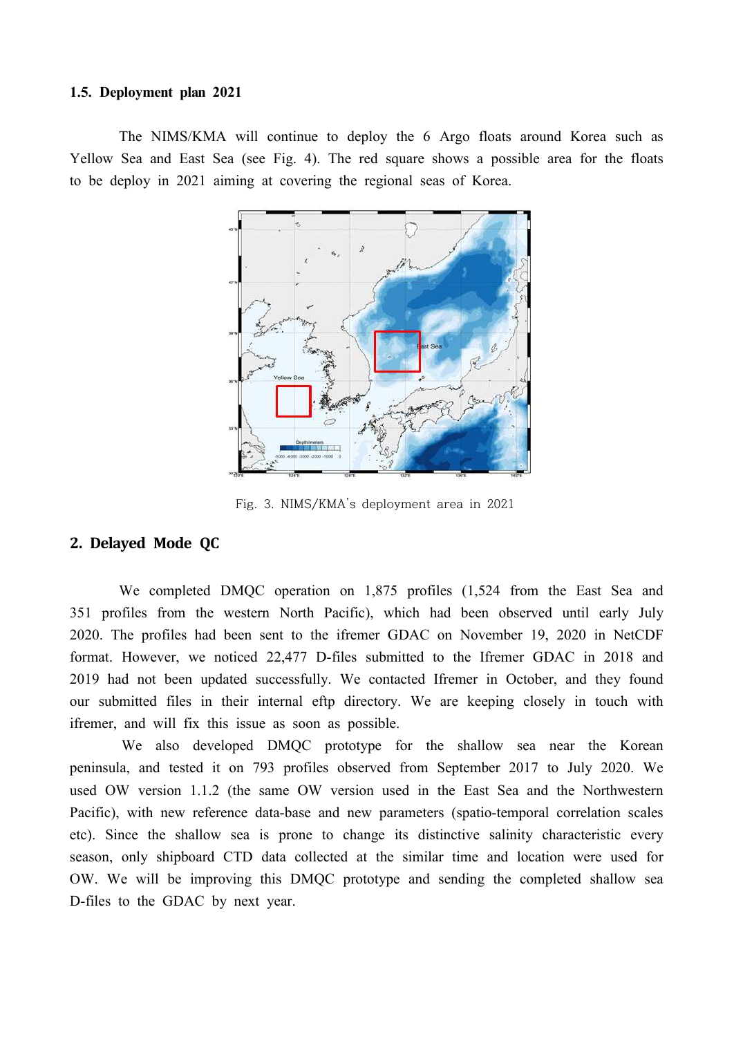### 1.5. Deployment plan 2021

The NIMS/KMA will continue to deploy the 6 Argo floats around Korea such as Yellow Sea and East Sea (see Fig. 4). The red square shows a possible area for the floats to be deploy in 2021 aiming at covering the regional seas of Korea.

East Sea
Yellow Sea
Depth/meters
-5000 -4000 -3000 -2000 -1000 0
45°N
42°N
39°N
36°N
33°N
30°N
120°E
124°E
128°E
132°E
136°E
140°E

Fig. 3. NIMS/KMA's deployment area in 2021

## 2. Delayed Mode QC

We completed DMQC operation on 1,875 profiles (1,524 from the East Sea and 351 profiles from the western North Pacific), which had been observed until early July 2020. The profiles had been sent to the ifremer GDAC on November 19, 2020 in NetCDF format. However, we noticed 22,477 D-files submitted to the Ifremer GDAC in 2018 and 2019 had not been updated successfully. We contacted Ifremer in October, and they found our submitted files in their internal eftp directory. We are keeping closely in touch with ifremer, and will fix this issue as soon as possible.

We also developed DMQC prototype for the shallow sea near the Korean peninsula, and tested it on 793 profiles observed from September 2017 to July 2020. We used OW version 1.1.2 (the same OW version used in the East Sea and the Northwestern Pacific), with new reference data-base and new parameters (spatio-temporal correlation scales etc). Since the shallow sea is prone to change its distinctive salinity characteristic every season, only shipboard CTD data collected at the similar time and location were used for OW. We will be improving this DMQC prototype and sending the completed shallow sea D-files to the GDAC by next year.